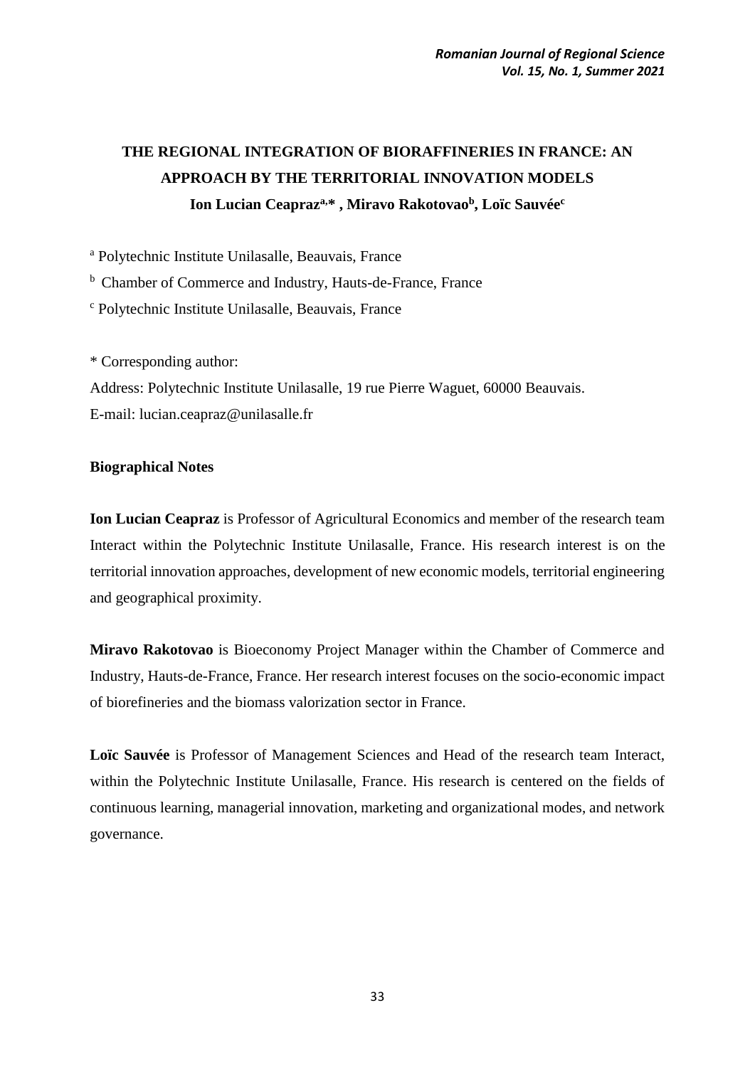# THE REGIONAL INTEGRATION OF BIORAFFINERIES IN FRANCE: AN APPROACH BY THE TERRITORIAL INNOVATION MODELS

**Ion Lucian Ceapraz[a,*] , Miravo Rakotovao[b], Loïc Sauvée[c]**

[a] Polytechnic Institute Unilasalle, Beauvais, France

[b] Chamber of Commerce and Industry, Hauts-de-France, France

[c] Polytechnic Institute Unilasalle, Beauvais, France

* Corresponding author:
Address: Polytechnic Institute Unilasalle, 19 rue Pierre Waguet, 60000 Beauvais.
E-mail: lucian.ceapraz@unilasalle.fr

**Biographical Notes**

**Ion Lucian Ceapraz** is Professor of Agricultural Economics and member of the research team Interact within the Polytechnic Institute Unilasalle, France. His research interest is on the territorial innovation approaches, development of new economic models, territorial engineering and geographical proximity.

**Miravo Rakotovao** is Bioeconomy Project Manager within the Chamber of Commerce and Industry, Hauts-de-France, France. Her research interest focuses on the socio-economic impact of biorefineries and the biomass valorization sector in France.

**Loïc Sauvée** is Professor of Management Sciences and Head of the research team Interact, within the Polytechnic Institute Unilasalle, France. His research is centered on the fields of continuous learning, managerial innovation, marketing and organizational modes, and network governance.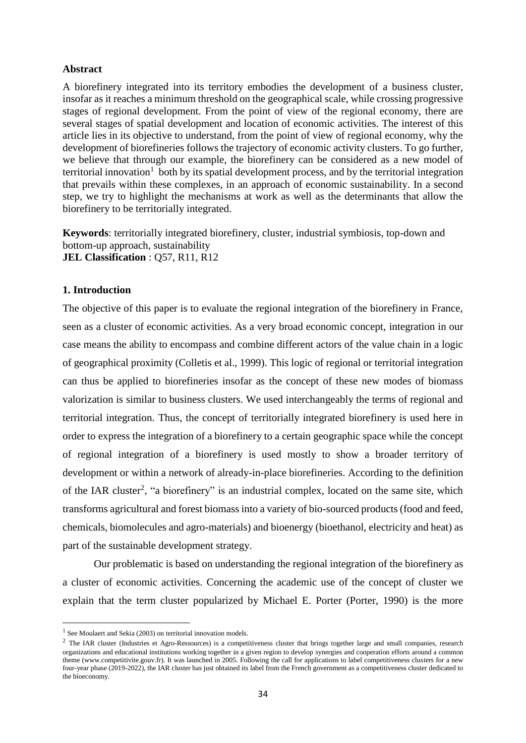**Abstract**

A biorefinery integrated into its territory embodies the development of a business cluster, insofar as it reaches a minimum threshold on the geographical scale, while crossing progressive stages of regional development. From the point of view of the regional economy, there are several stages of spatial development and location of economic activities. The interest of this article lies in its objective to understand, from the point of view of regional economy, why the development of biorefineries follows the trajectory of economic activity clusters. To go further, we believe that through our example, the biorefinery can be considered as a new model of territorial innovation[1] both by its spatial development process, and by the territorial integration that prevails within these complexes, in an approach of economic sustainability. In a second step, we try to highlight the mechanisms at work as well as the determinants that allow the biorefinery to be territorially integrated.

**Keywords**: territorially integrated biorefinery, cluster, industrial symbiosis, top-down and bottom-up approach, sustainability
**JEL Classification** : Q57, R11, R12

## 1. Introduction

The objective of this paper is to evaluate the regional integration of the biorefinery in France, seen as a cluster of economic activities. As a very broad economic concept, integration in our case means the ability to encompass and combine different actors of the value chain in a logic of geographical proximity (Colletis et al., 1999). This logic of regional or territorial integration can thus be applied to biorefineries insofar as the concept of these new modes of biomass valorization is similar to business clusters. We used interchangeably the terms of regional and territorial integration. Thus, the concept of territorially integrated biorefinery is used here in order to express the integration of a biorefinery to a certain geographic space while the concept of regional integration of a biorefinery is used mostly to show a broader territory of development or within a network of already-in-place biorefineries. According to the definition of the IAR cluster[2], "a biorefinery" is an industrial complex, located on the same site, which transforms agricultural and forest biomass into a variety of bio-sourced products (food and feed, chemicals, biomolecules and agro-materials) and bioenergy (bioethanol, electricity and heat) as part of the sustainable development strategy.

Our problematic is based on understanding the regional integration of the biorefinery as a cluster of economic activities. Concerning the academic use of the concept of cluster we explain that the term cluster popularized by Michael E. Porter (Porter, 1990) is the more

---

[1] See Moulaert and Sekia (2003) on territorial innovation models.

[2] The IAR cluster (Industries et Agro-Ressources) is a competitiveness cluster that brings together large and small companies, research organizations and educational institutions working together in a given region to develop synergies and cooperation efforts around a common theme (www.competitivite.gouv.fr). It was launched in 2005. Following the call for applications to label competitiveness clusters for a new four-year phase (2019-2022), the IAR cluster has just obtained its label from the French government as a competitiveness cluster dedicated to the bioeconomy.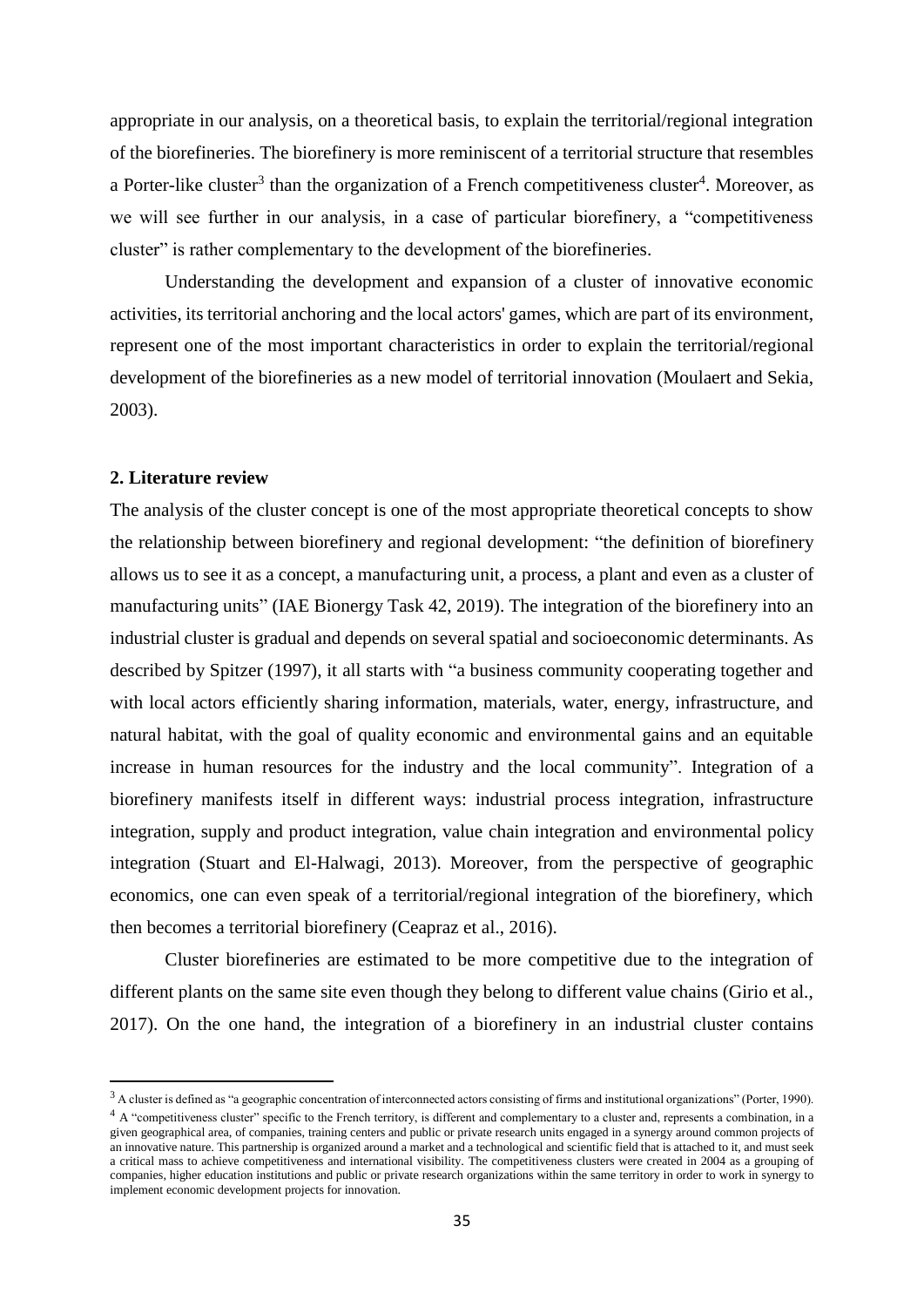appropriate in our analysis, on a theoretical basis, to explain the territorial/regional integration of the biorefineries. The biorefinery is more reminiscent of a territorial structure that resembles a Porter-like cluster[3] than the organization of a French competitiveness cluster[4]. Moreover, as we will see further in our analysis, in a case of particular biorefinery, a "competitiveness cluster" is rather complementary to the development of the biorefineries.

Understanding the development and expansion of a cluster of innovative economic activities, its territorial anchoring and the local actors' games, which are part of its environment, represent one of the most important characteristics in order to explain the territorial/regional development of the biorefineries as a new model of territorial innovation (Moulaert and Sekia, 2003).

## 2. Literature review

The analysis of the cluster concept is one of the most appropriate theoretical concepts to show the relationship between biorefinery and regional development: "the definition of biorefinery allows us to see it as a concept, a manufacturing unit, a process, a plant and even as a cluster of manufacturing units" (IAE Bionergy Task 42, 2019). The integration of the biorefinery into an industrial cluster is gradual and depends on several spatial and socioeconomic determinants. As described by Spitzer (1997), it all starts with "a business community cooperating together and with local actors efficiently sharing information, materials, water, energy, infrastructure, and natural habitat, with the goal of quality economic and environmental gains and an equitable increase in human resources for the industry and the local community". Integration of a biorefinery manifests itself in different ways: industrial process integration, infrastructure integration, supply and product integration, value chain integration and environmental policy integration (Stuart and El-Halwagi, 2013). Moreover, from the perspective of geographic economics, one can even speak of a territorial/regional integration of the biorefinery, which then becomes a territorial biorefinery (Ceapraz et al., 2016).

Cluster biorefineries are estimated to be more competitive due to the integration of different plants on the same site even though they belong to different value chains (Girio et al., 2017). On the one hand, the integration of a biorefinery in an industrial cluster contains

---

[3] A cluster is defined as "a geographic concentration of interconnected actors consisting of firms and institutional organizations" (Porter, 1990).

[4] A "competitiveness cluster" specific to the French territory, is different and complementary to a cluster and, represents a combination, in a given geographical area, of companies, training centers and public or private research units engaged in a synergy around common projects of an innovative nature. This partnership is organized around a market and a technological and scientific field that is attached to it, and must seek a critical mass to achieve competitiveness and international visibility. The competitiveness clusters were created in 2004 as a grouping of companies, higher education institutions and public or private research organizations within the same territory in order to work in synergy to implement economic development projects for innovation.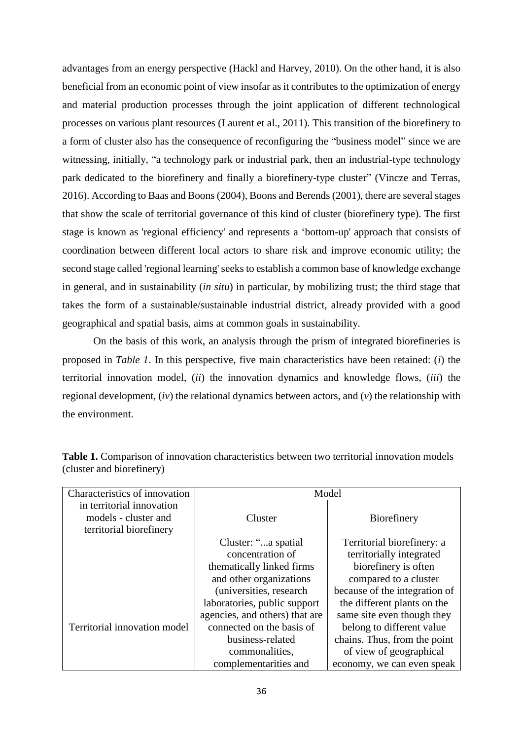advantages from an energy perspective (Hackl and Harvey, 2010). On the other hand, it is also beneficial from an economic point of view insofar as it contributes to the optimization of energy and material production processes through the joint application of different technological processes on various plant resources (Laurent et al., 2011). This transition of the biorefinery to a form of cluster also has the consequence of reconfiguring the "business model" since we are witnessing, initially, "a technology park or industrial park, then an industrial-type technology park dedicated to the biorefinery and finally a biorefinery-type cluster" (Vincze and Terras, 2016). According to Baas and Boons (2004), Boons and Berends (2001), there are several stages that show the scale of territorial governance of this kind of cluster (biorefinery type). The first stage is known as 'regional efficiency' and represents a 'bottom-up' approach that consists of coordination between different local actors to share risk and improve economic utility; the second stage called 'regional learning' seeks to establish a common base of knowledge exchange in general, and in sustainability (*in situ*) in particular, by mobilizing trust; the third stage that takes the form of a sustainable/sustainable industrial district, already provided with a good geographical and spatial basis, aims at common goals in sustainability.

On the basis of this work, an analysis through the prism of integrated biorefineries is proposed in *Table 1*. In this perspective, five main characteristics have been retained: (*i*) the territorial innovation model, (*ii*) the innovation dynamics and knowledge flows, (*iii*) the regional development, (*iv*) the relational dynamics between actors, and (*v*) the relationship with the environment.

**Table 1.** Comparison of innovation characteristics between two territorial innovation models (cluster and biorefinery)

| Characteristics of innovation in territorial innovation models - cluster and territorial biorefinery | Model | |
|---|---|---|
| | Cluster | Biorefinery |
| Territorial innovation model | Cluster: "...a spatial concentration of thematically linked firms and other organizations (universities, research laboratories, public support agencies, and others) that are connected on the basis of business-related commonalities, complementarities and | Territorial biorefinery: a territorially integrated biorefinery is often compared to a cluster because of the integration of the different plants on the same site even though they belong to different value chains. Thus, from the point of view of geographical economy, we can even speak |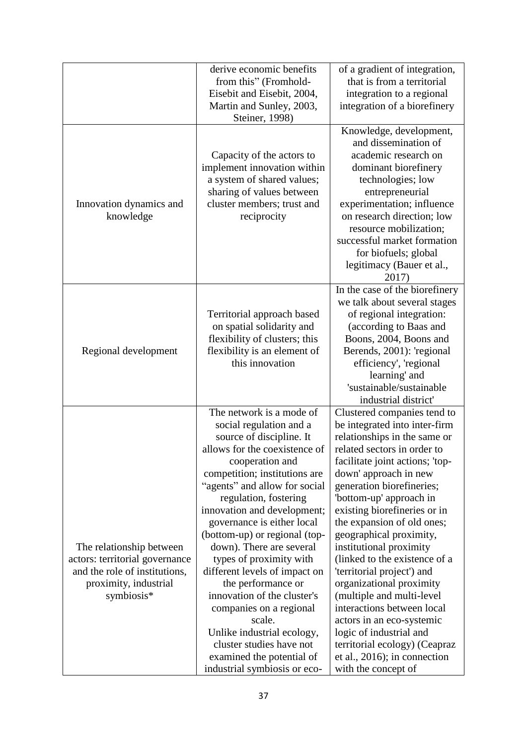| | | |
|---|---|---|
| | derive economic benefits from this" (Fromhold-Eisebit and Eisebit, 2004, Martin and Sunley, 2003, Steiner, 1998) | of a gradient of integration, that is from a territorial integration to a regional integration of a biorefinery |
| Innovation dynamics and knowledge | Capacity of the actors to implement innovation within a system of shared values; sharing of values between cluster members; trust and reciprocity | Knowledge, development, and dissemination of academic research on dominant biorefinery technologies; low entrepreneurial experimentation; influence on research direction; low resource mobilization; successful market formation for biofuels; global legitimacy (Bauer et al., 2017) |
| Regional development | Territorial approach based on spatial solidarity and flexibility of clusters; this flexibility is an element of this innovation | In the case of the biorefinery we talk about several stages of regional integration: (according to Baas and Boons, 2004, Boons and Berends, 2001): 'regional efficiency', 'regional learning' and 'sustainable/sustainable industrial district' |
| The relationship between actors: territorial governance and the role of institutions, proximity, industrial symbiosis* | The network is a mode of social regulation and a source of discipline. It allows for the coexistence of cooperation and competition; institutions are "agents" and allow for social regulation, fostering innovation and development; governance is either local (bottom-up) or regional (top-down). There are several types of proximity with different levels of impact on the performance or innovation of the cluster's companies on a regional scale.<br>Unlike industrial ecology, cluster studies have not examined the potential of industrial symbiosis or eco- | Clustered companies tend to be integrated into inter-firm relationships in the same or related sectors in order to facilitate joint actions; 'top-down' approach in new generation biorefineries; 'bottom-up' approach in existing biorefineries or in the expansion of old ones; geographical proximity, institutional proximity (linked to the existence of a 'territorial project') and organizational proximity (multiple and multi-level interactions between local actors in an eco-systemic logic of industrial and territorial ecology) (Ceapraz et al., 2016); in connection with the concept of |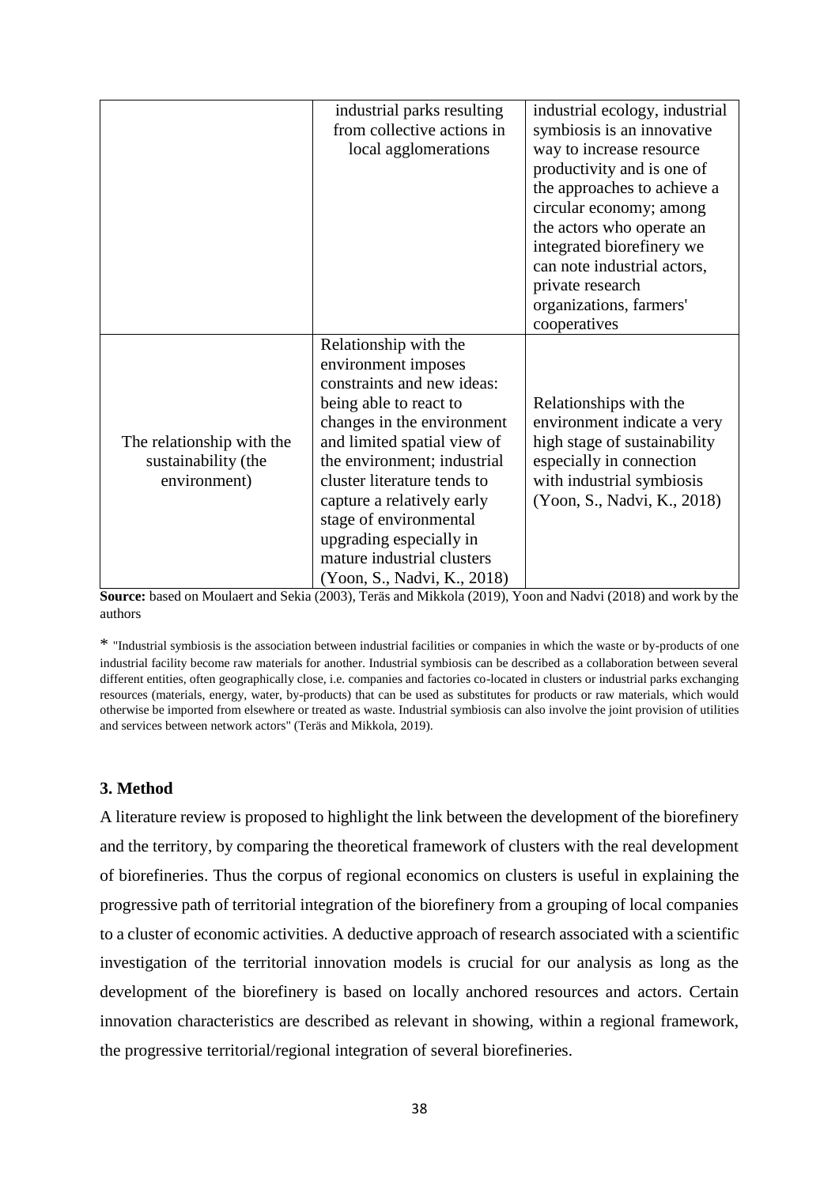| | | |
|---|---|---|
| | industrial parks resulting from collective actions in local agglomerations | industrial ecology, industrial symbiosis is an innovative way to increase resource productivity and is one of the approaches to achieve a circular economy; among the actors who operate an integrated biorefinery we can note industrial actors, private research organizations, farmers' cooperatives |
| The relationship with the sustainability (the environment) | Relationship with the environment imposes constraints and new ideas: being able to react to changes in the environment and limited spatial view of the environment; industrial cluster literature tends to capture a relatively early stage of environmental upgrading especially in mature industrial clusters (Yoon, S., Nadvi, K., 2018) | Relationships with the environment indicate a very high stage of sustainability especially in connection with industrial symbiosis (Yoon, S., Nadvi, K., 2018) |

**Source:** based on Moulaert and Sekia (2003), Teräs and Mikkola (2019), Yoon and Nadvi (2018) and work by the authors

* "Industrial symbiosis is the association between industrial facilities or companies in which the waste or by-products of one industrial facility become raw materials for another. Industrial symbiosis can be described as a collaboration between several different entities, often geographically close, i.e. companies and factories co-located in clusters or industrial parks exchanging resources (materials, energy, water, by-products) that can be used as substitutes for products or raw materials, which would otherwise be imported from elsewhere or treated as waste. Industrial symbiosis can also involve the joint provision of utilities and services between network actors" (Teräs and Mikkola, 2019).

### 3. Method

A literature review is proposed to highlight the link between the development of the biorefinery and the territory, by comparing the theoretical framework of clusters with the real development of biorefineries. Thus the corpus of regional economics on clusters is useful in explaining the progressive path of territorial integration of the biorefinery from a grouping of local companies to a cluster of economic activities. A deductive approach of research associated with a scientific investigation of the territorial innovation models is crucial for our analysis as long as the development of the biorefinery is based on locally anchored resources and actors. Certain innovation characteristics are described as relevant in showing, within a regional framework, the progressive territorial/regional integration of several biorefineries.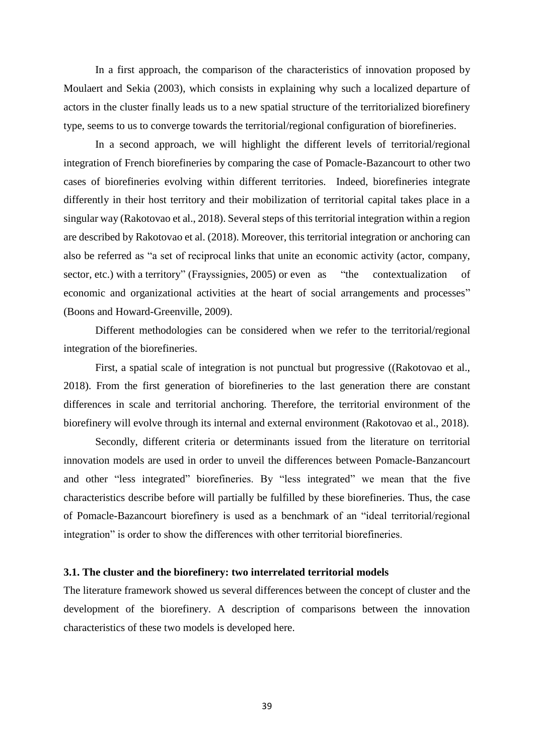In a first approach, the comparison of the characteristics of innovation proposed by Moulaert and Sekia (2003), which consists in explaining why such a localized departure of actors in the cluster finally leads us to a new spatial structure of the territorialized biorefinery type, seems to us to converge towards the territorial/regional configuration of biorefineries.

In a second approach, we will highlight the different levels of territorial/regional integration of French biorefineries by comparing the case of Pomacle-Bazancourt to other two cases of biorefineries evolving within different territories. Indeed, biorefineries integrate differently in their host territory and their mobilization of territorial capital takes place in a singular way (Rakotovao et al., 2018). Several steps of this territorial integration within a region are described by Rakotovao et al. (2018). Moreover, this territorial integration or anchoring can also be referred as "a set of reciprocal links that unite an economic activity (actor, company, sector, etc.) with a territory" (Frayssignies, 2005) or even as "the contextualization of economic and organizational activities at the heart of social arrangements and processes" (Boons and Howard-Greenville, 2009).

Different methodologies can be considered when we refer to the territorial/regional integration of the biorefineries.

First, a spatial scale of integration is not punctual but progressive ((Rakotovao et al., 2018). From the first generation of biorefineries to the last generation there are constant differences in scale and territorial anchoring. Therefore, the territorial environment of the biorefinery will evolve through its internal and external environment (Rakotovao et al., 2018).

Secondly, different criteria or determinants issued from the literature on territorial innovation models are used in order to unveil the differences between Pomacle-Banzancourt and other "less integrated" biorefineries. By "less integrated" we mean that the five characteristics describe before will partially be fulfilled by these biorefineries. Thus, the case of Pomacle-Bazancourt biorefinery is used as a benchmark of an "ideal territorial/regional integration" is order to show the differences with other territorial biorefineries.

### 3.1. The cluster and the biorefinery: two interrelated territorial models

The literature framework showed us several differences between the concept of cluster and the development of the biorefinery. A description of comparisons between the innovation characteristics of these two models is developed here.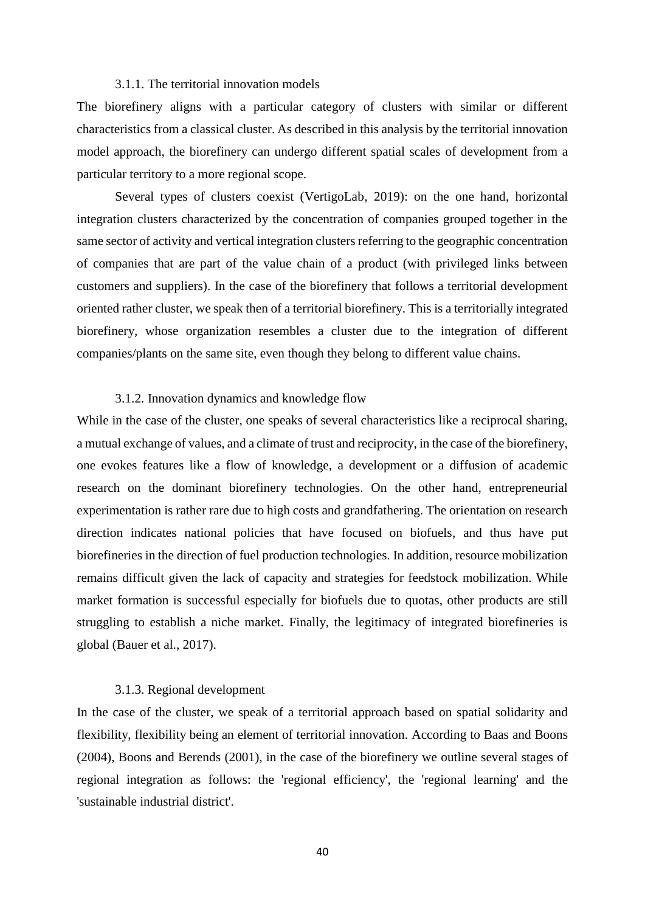### 3.1.1. The territorial innovation models

The biorefinery aligns with a particular category of clusters with similar or different characteristics from a classical cluster. As described in this analysis by the territorial innovation model approach, the biorefinery can undergo different spatial scales of development from a particular territory to a more regional scope.

Several types of clusters coexist (VertigoLab, 2019): on the one hand, horizontal integration clusters characterized by the concentration of companies grouped together in the same sector of activity and vertical integration clusters referring to the geographic concentration of companies that are part of the value chain of a product (with privileged links between customers and suppliers). In the case of the biorefinery that follows a territorial development oriented rather cluster, we speak then of a territorial biorefinery. This is a territorially integrated biorefinery, whose organization resembles a cluster due to the integration of different companies/plants on the same site, even though they belong to different value chains.

### 3.1.2. Innovation dynamics and knowledge flow

While in the case of the cluster, one speaks of several characteristics like a reciprocal sharing, a mutual exchange of values, and a climate of trust and reciprocity, in the case of the biorefinery, one evokes features like a flow of knowledge, a development or a diffusion of academic research on the dominant biorefinery technologies. On the other hand, entrepreneurial experimentation is rather rare due to high costs and grandfathering. The orientation on research direction indicates national policies that have focused on biofuels, and thus have put biorefineries in the direction of fuel production technologies. In addition, resource mobilization remains difficult given the lack of capacity and strategies for feedstock mobilization. While market formation is successful especially for biofuels due to quotas, other products are still struggling to establish a niche market. Finally, the legitimacy of integrated biorefineries is global (Bauer et al., 2017).

### 3.1.3. Regional development

In the case of the cluster, we speak of a territorial approach based on spatial solidarity and flexibility, flexibility being an element of territorial innovation. According to Baas and Boons (2004), Boons and Berends (2001), in the case of the biorefinery we outline several stages of regional integration as follows: the 'regional efficiency', the 'regional learning' and the 'sustainable industrial district'.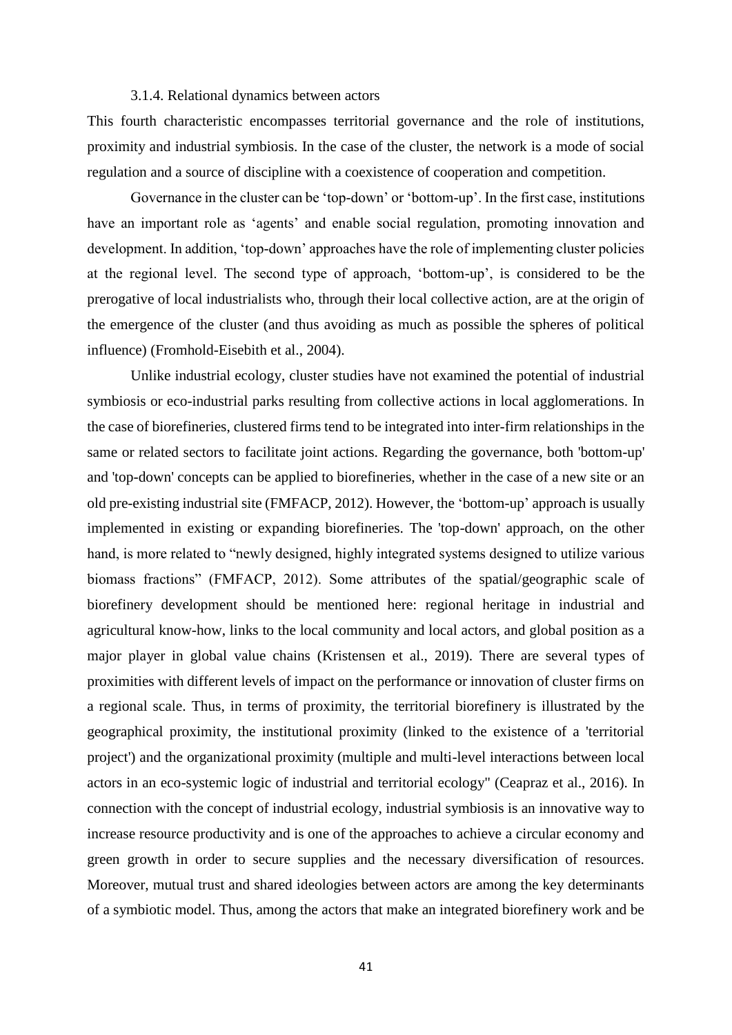#### 3.1.4. Relational dynamics between actors

This fourth characteristic encompasses territorial governance and the role of institutions, proximity and industrial symbiosis. In the case of the cluster, the network is a mode of social regulation and a source of discipline with a coexistence of cooperation and competition.

Governance in the cluster can be 'top-down' or 'bottom-up'. In the first case, institutions have an important role as 'agents' and enable social regulation, promoting innovation and development. In addition, 'top-down' approaches have the role of implementing cluster policies at the regional level. The second type of approach, 'bottom-up', is considered to be the prerogative of local industrialists who, through their local collective action, are at the origin of the emergence of the cluster (and thus avoiding as much as possible the spheres of political influence) (Fromhold-Eisebith et al., 2004).

Unlike industrial ecology, cluster studies have not examined the potential of industrial symbiosis or eco-industrial parks resulting from collective actions in local agglomerations. In the case of biorefineries, clustered firms tend to be integrated into inter-firm relationships in the same or related sectors to facilitate joint actions. Regarding the governance, both 'bottom-up' and 'top-down' concepts can be applied to biorefineries, whether in the case of a new site or an old pre-existing industrial site (FMFACP, 2012). However, the 'bottom-up' approach is usually implemented in existing or expanding biorefineries. The 'top-down' approach, on the other hand, is more related to "newly designed, highly integrated systems designed to utilize various biomass fractions" (FMFACP, 2012). Some attributes of the spatial/geographic scale of biorefinery development should be mentioned here: regional heritage in industrial and agricultural know-how, links to the local community and local actors, and global position as a major player in global value chains (Kristensen et al., 2019). There are several types of proximities with different levels of impact on the performance or innovation of cluster firms on a regional scale. Thus, in terms of proximity, the territorial biorefinery is illustrated by the geographical proximity, the institutional proximity (linked to the existence of a 'territorial project') and the organizational proximity (multiple and multi-level interactions between local actors in an eco-systemic logic of industrial and territorial ecology" (Ceapraz et al., 2016). In connection with the concept of industrial ecology, industrial symbiosis is an innovative way to increase resource productivity and is one of the approaches to achieve a circular economy and green growth in order to secure supplies and the necessary diversification of resources. Moreover, mutual trust and shared ideologies between actors are among the key determinants of a symbiotic model. Thus, among the actors that make an integrated biorefinery work and be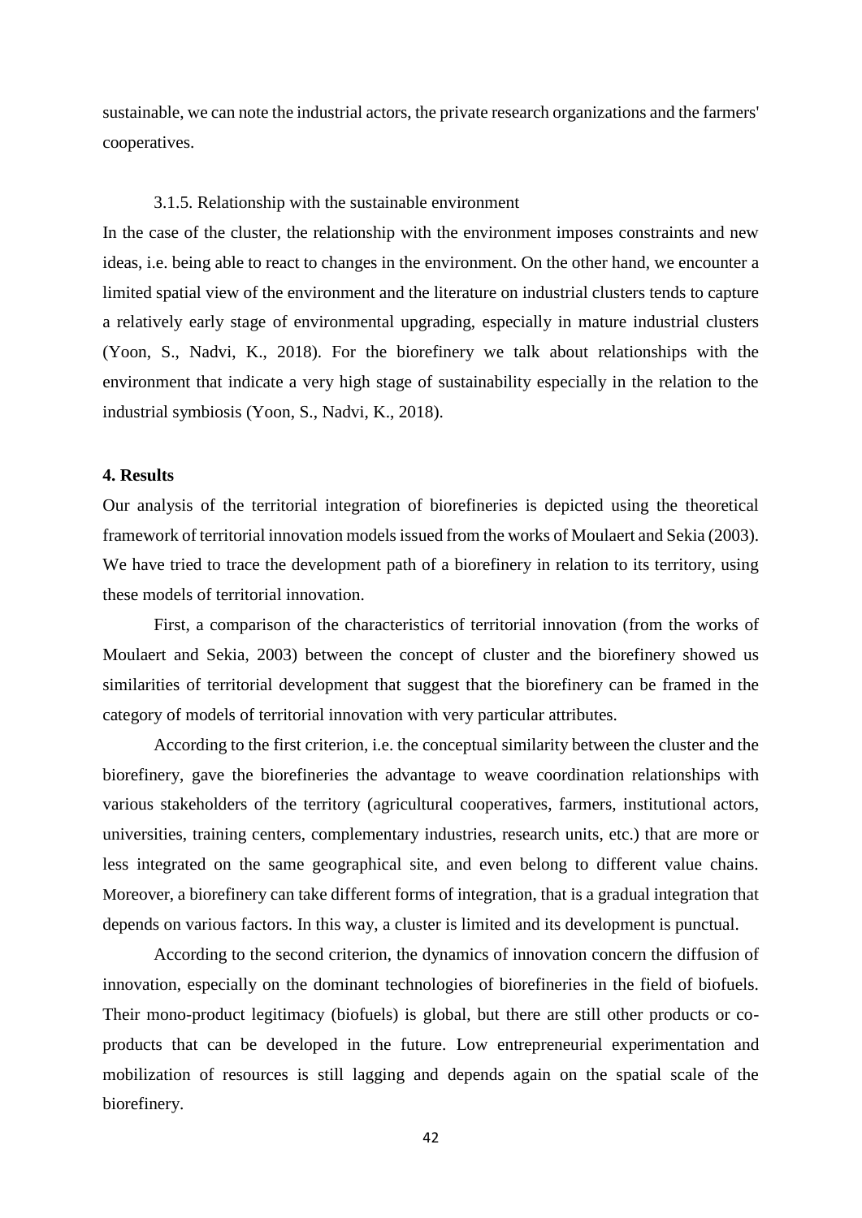sustainable, we can note the industrial actors, the private research organizations and the farmers' cooperatives.

### 3.1.5. Relationship with the sustainable environment

In the case of the cluster, the relationship with the environment imposes constraints and new ideas, i.e. being able to react to changes in the environment. On the other hand, we encounter a limited spatial view of the environment and the literature on industrial clusters tends to capture a relatively early stage of environmental upgrading, especially in mature industrial clusters (Yoon, S., Nadvi, K., 2018). For the biorefinery we talk about relationships with the environment that indicate a very high stage of sustainability especially in the relation to the industrial symbiosis (Yoon, S., Nadvi, K., 2018).

## 4. Results

Our analysis of the territorial integration of biorefineries is depicted using the theoretical framework of territorial innovation models issued from the works of Moulaert and Sekia (2003). We have tried to trace the development path of a biorefinery in relation to its territory, using these models of territorial innovation.

First, a comparison of the characteristics of territorial innovation (from the works of Moulaert and Sekia, 2003) between the concept of cluster and the biorefinery showed us similarities of territorial development that suggest that the biorefinery can be framed in the category of models of territorial innovation with very particular attributes.

According to the first criterion, i.e. the conceptual similarity between the cluster and the biorefinery, gave the biorefineries the advantage to weave coordination relationships with various stakeholders of the territory (agricultural cooperatives, farmers, institutional actors, universities, training centers, complementary industries, research units, etc.) that are more or less integrated on the same geographical site, and even belong to different value chains. Moreover, a biorefinery can take different forms of integration, that is a gradual integration that depends on various factors. In this way, a cluster is limited and its development is punctual.

According to the second criterion, the dynamics of innovation concern the diffusion of innovation, especially on the dominant technologies of biorefineries in the field of biofuels. Their mono-product legitimacy (biofuels) is global, but there are still other products or co-products that can be developed in the future. Low entrepreneurial experimentation and mobilization of resources is still lagging and depends again on the spatial scale of the biorefinery.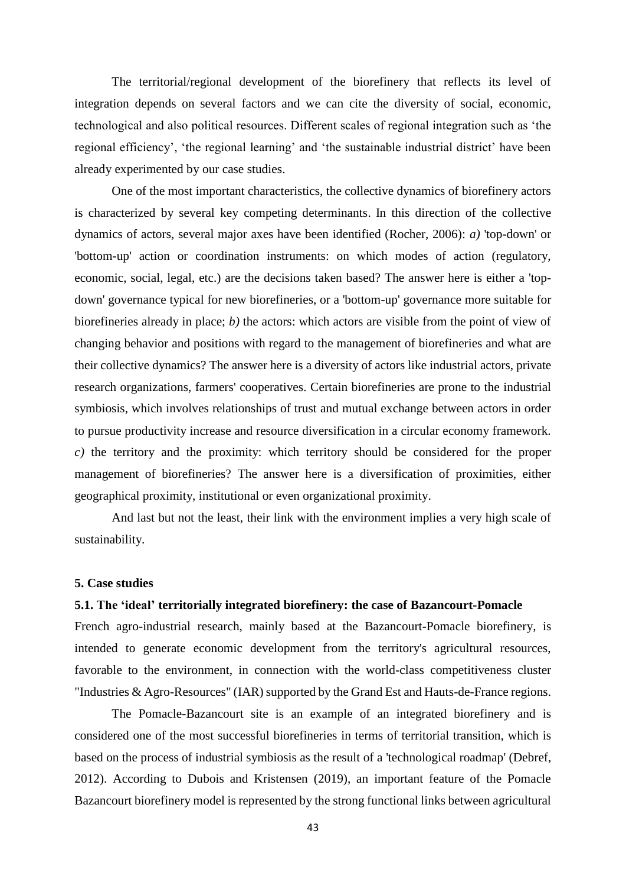The territorial/regional development of the biorefinery that reflects its level of integration depends on several factors and we can cite the diversity of social, economic, technological and also political resources. Different scales of regional integration such as 'the regional efficiency', 'the regional learning' and 'the sustainable industrial district' have been already experimented by our case studies.

One of the most important characteristics, the collective dynamics of biorefinery actors is characterized by several key competing determinants. In this direction of the collective dynamics of actors, several major axes have been identified (Rocher, 2006): *a)* 'top-down' or 'bottom-up' action or coordination instruments: on which modes of action (regulatory, economic, social, legal, etc.) are the decisions taken based? The answer here is either a 'top-down' governance typical for new biorefineries, or a 'bottom-up' governance more suitable for biorefineries already in place; *b)* the actors: which actors are visible from the point of view of changing behavior and positions with regard to the management of biorefineries and what are their collective dynamics? The answer here is a diversity of actors like industrial actors, private research organizations, farmers' cooperatives. Certain biorefineries are prone to the industrial symbiosis, which involves relationships of trust and mutual exchange between actors in order to pursue productivity increase and resource diversification in a circular economy framework. *c)* the territory and the proximity: which territory should be considered for the proper management of biorefineries? The answer here is a diversification of proximities, either geographical proximity, institutional or even organizational proximity.

And last but not the least, their link with the environment implies a very high scale of sustainability.

## 5. Case studies

### 5.1. The 'ideal' territorially integrated biorefinery: the case of Bazancourt-Pomacle

French agro-industrial research, mainly based at the Bazancourt-Pomacle biorefinery, is intended to generate economic development from the territory's agricultural resources, favorable to the environment, in connection with the world-class competitiveness cluster "Industries & Agro-Resources" (IAR) supported by the Grand Est and Hauts-de-France regions.

The Pomacle-Bazancourt site is an example of an integrated biorefinery and is considered one of the most successful biorefineries in terms of territorial transition, which is based on the process of industrial symbiosis as the result of a 'technological roadmap' (Debref, 2012). According to Dubois and Kristensen (2019), an important feature of the Pomacle Bazancourt biorefinery model is represented by the strong functional links between agricultural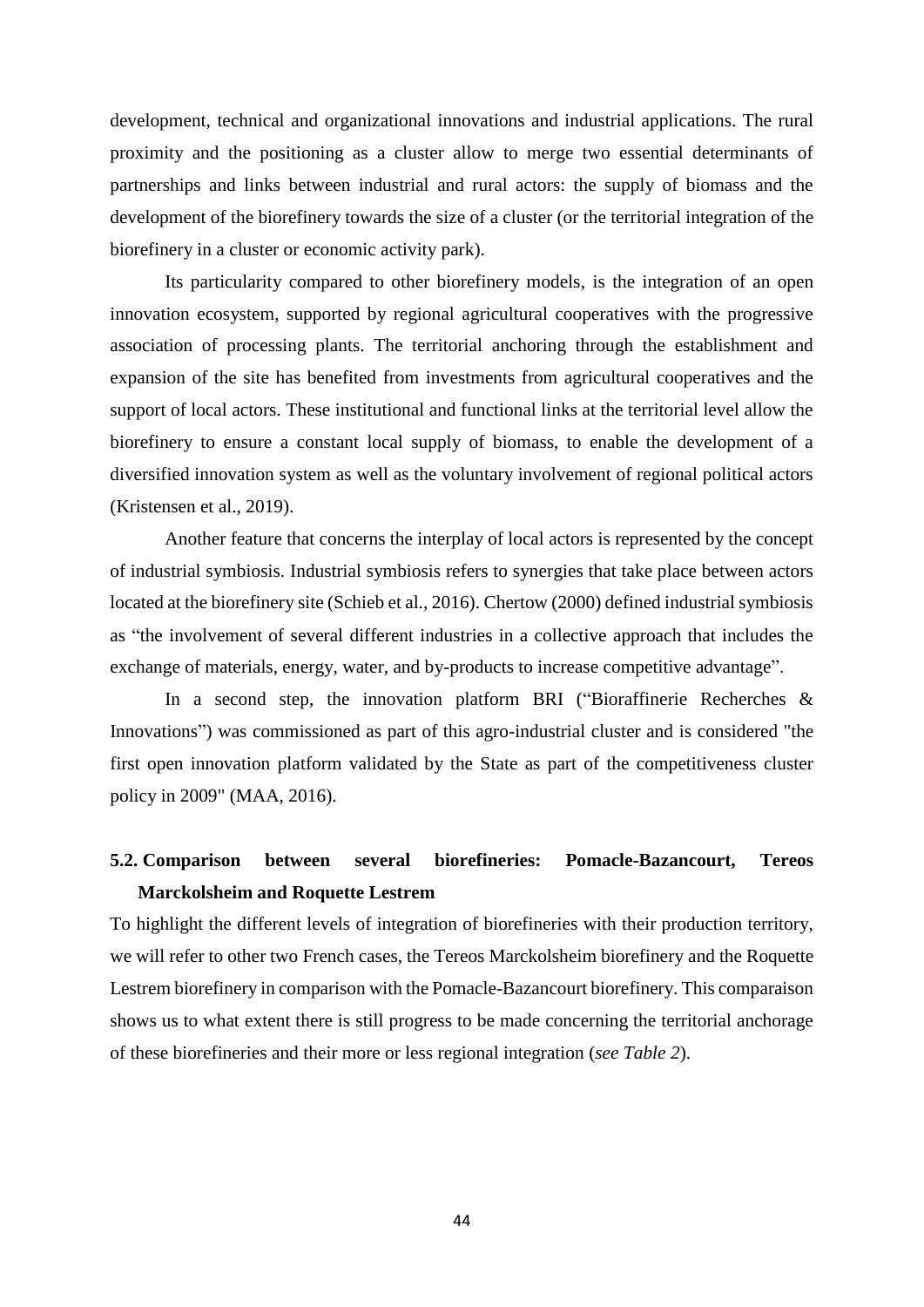development, technical and organizational innovations and industrial applications. The rural proximity and the positioning as a cluster allow to merge two essential determinants of partnerships and links between industrial and rural actors: the supply of biomass and the development of the biorefinery towards the size of a cluster (or the territorial integration of the biorefinery in a cluster or economic activity park).

Its particularity compared to other biorefinery models, is the integration of an open innovation ecosystem, supported by regional agricultural cooperatives with the progressive association of processing plants. The territorial anchoring through the establishment and expansion of the site has benefited from investments from agricultural cooperatives and the support of local actors. These institutional and functional links at the territorial level allow the biorefinery to ensure a constant local supply of biomass, to enable the development of a diversified innovation system as well as the voluntary involvement of regional political actors (Kristensen et al., 2019).

Another feature that concerns the interplay of local actors is represented by the concept of industrial symbiosis. Industrial symbiosis refers to synergies that take place between actors located at the biorefinery site (Schieb et al., 2016). Chertow (2000) defined industrial symbiosis as "the involvement of several different industries in a collective approach that includes the exchange of materials, energy, water, and by-products to increase competitive advantage".

In a second step, the innovation platform BRI ("Bioraffinerie Recherches & Innovations") was commissioned as part of this agro-industrial cluster and is considered "the first open innovation platform validated by the State as part of the competitiveness cluster policy in 2009" (MAA, 2016).

## 5.2. Comparison between several biorefineries: Pomacle-Bazancourt, Tereos Marckolsheim and Roquette Lestrem

To highlight the different levels of integration of biorefineries with their production territory, we will refer to other two French cases, the Tereos Marckolsheim biorefinery and the Roquette Lestrem biorefinery in comparison with the Pomacle-Bazancourt biorefinery. This comparaison shows us to what extent there is still progress to be made concerning the territorial anchorage of these biorefineries and their more or less regional integration (*see Table 2*).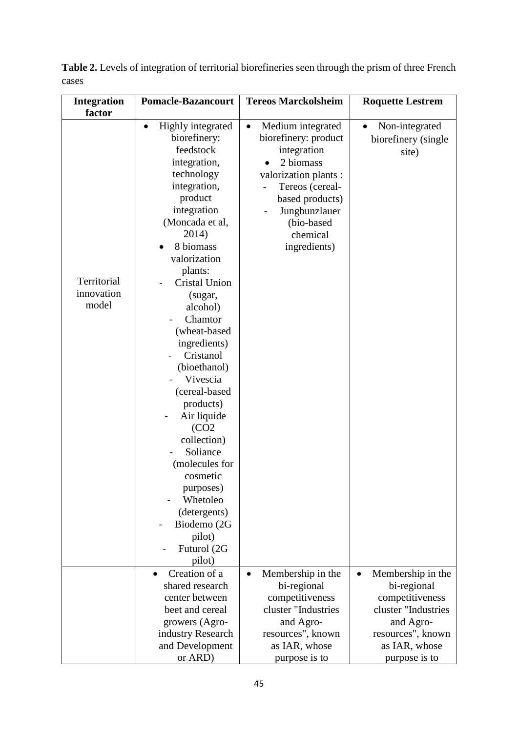**Table 2.** Levels of integration of territorial biorefineries seen through the prism of three French cases

| Integration factor | Pomacle-Bazancourt | Tereos Marckolsheim | Roquette Lestrem |
| --- | --- | --- | --- |
| Territorial innovation model | • Highly integrated biorefinery: feedstock integration, technology integration, product integration (Moncada et al, 2014)<br>• 8 biomass valorization plants:<br>- Cristal Union (sugar, alcohol)<br>- Chamtor (wheat-based ingredients)<br>- Cristanol (bioethanol)<br>- Vivescia (cereal-based products)<br>- Air liquide ($CO_2$ collection)<br>- Soliance (molecules for cosmetic purposes)<br>- Whetoleo (detergents)<br>- Biodemo (2G pilot)<br>- Futurol (2G pilot) | • Medium integrated biorefinery: product integration<br>• 2 biomass valorization plants :<br>- Tereos (cereal-based products)<br>- Jungbunzlauer (bio-based chemical ingredients) | • Non-integrated biorefinery (single site) |
| | • Creation of a shared research center between beet and cereal growers (Agro-industry Research and Development or ARD) | • Membership in the bi-regional competitiveness cluster "Industries and Agro-resources", known as IAR, whose purpose is to | • Membership in the bi-regional competitiveness cluster "Industries and Agro-resources", known as IAR, whose purpose is to |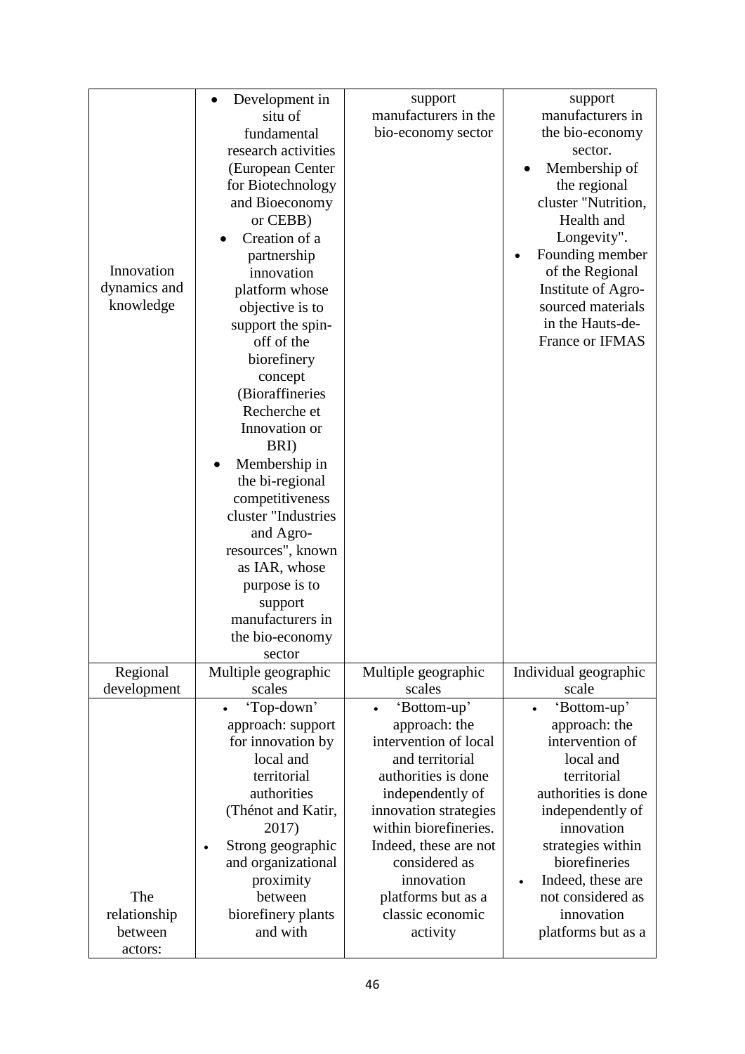| | | | |
|---|---|---|---|
| Innovation dynamics and knowledge | • Development in situ of fundamental research activities (European Center for Biotechnology and Bioeconomy or CEBB)<br>• Creation of a partnership innovation platform whose objective is to support the spin-off of the biorefinery concept (Bioraffineries Recherche et Innovation or BRI)<br>• Membership in the bi-regional competitiveness cluster "Industries and Agro-resources", known as IAR, whose purpose is to support manufacturers in the bio-economy sector | support manufacturers in the bio-economy sector | support manufacturers in the bio-economy sector.<br>• Membership of the regional cluster "Nutrition, Health and Longevity".<br>• Founding member of the Regional Institute of Agro-sourced materials in the Hauts-de-France or IFMAS |
| Regional development | Multiple geographic scales | Multiple geographic scales | Individual geographic scale |
| The relationship between actors: | • 'Top-down' approach: support for innovation by local and territorial authorities (Thénot and Katir, 2017)<br>• Strong geographic and organizational proximity between biorefinery plants and with | • 'Bottom-up' approach: the intervention of local and territorial authorities is done independently of innovation strategies within biorefineries. Indeed, these are not considered as innovation platforms but as a classic economic activity | • 'Bottom-up' approach: the intervention of local and territorial authorities is done independently of innovation strategies within biorefineries<br>• Indeed, these are not considered as innovation platforms but as a |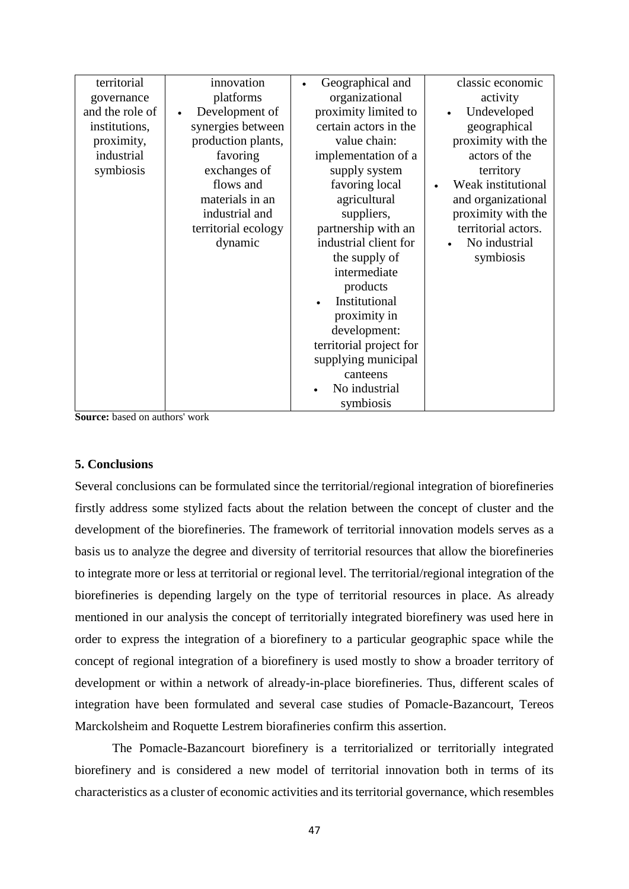| territorial governance and the role of institutions, proximity, industrial symbiosis | innovation platforms<br>• Development of synergies between production plants, favoring exchanges of flows and materials in an industrial and territorial ecology dynamic | • Geographical and organizational proximity limited to certain actors in the value chain: implementation of a supply system favoring local agricultural suppliers, partnership with an industrial client for the supply of intermediate products<br>• Institutional proximity in development: territorial project for supplying municipal canteens<br>• No industrial symbiosis | classic economic activity<br>• Undeveloped geographical proximity with the actors of the territory<br>• Weak institutional and organizational proximity with the territorial actors.<br>• No industrial symbiosis |
|---|---|---|---|

**Source:** based on authors' work

## 5. Conclusions

Several conclusions can be formulated since the territorial/regional integration of biorefineries firstly address some stylized facts about the relation between the concept of cluster and the development of the biorefineries. The framework of territorial innovation models serves as a basis us to analyze the degree and diversity of territorial resources that allow the biorefineries to integrate more or less at territorial or regional level. The territorial/regional integration of the biorefineries is depending largely on the type of territorial resources in place. As already mentioned in our analysis the concept of territorially integrated biorefinery was used here in order to express the integration of a biorefinery to a particular geographic space while the concept of regional integration of a biorefinery is used mostly to show a broader territory of development or within a network of already-in-place biorefineries. Thus, different scales of integration have been formulated and several case studies of Pomacle-Bazancourt, Tereos Marckolsheim and Roquette Lestrem biorafineries confirm this assertion.

The Pomacle-Bazancourt biorefinery is a territorialized or territorially integrated biorefinery and is considered a new model of territorial innovation both in terms of its characteristics as a cluster of economic activities and its territorial governance, which resembles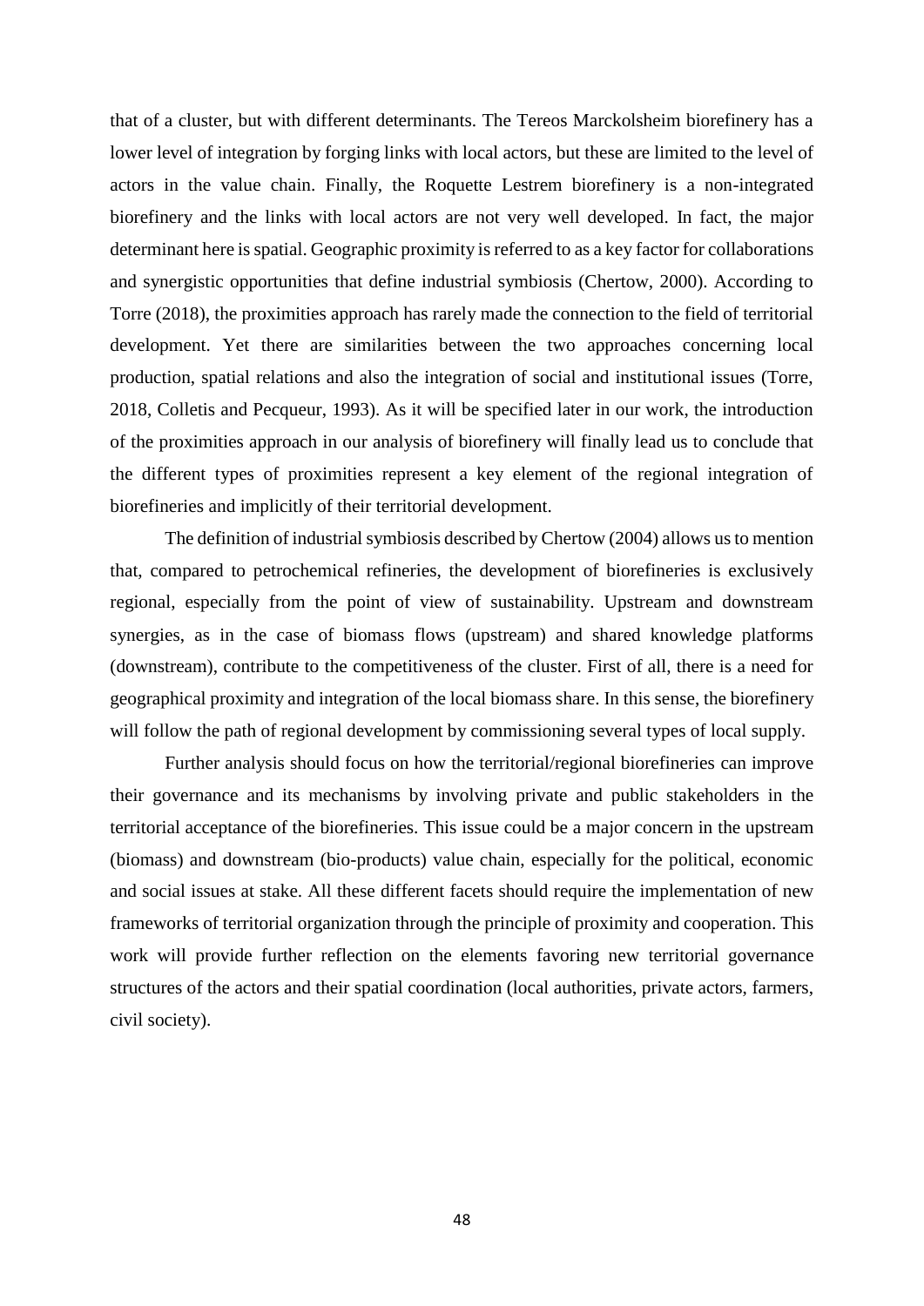that of a cluster, but with different determinants. The Tereos Marckolsheim biorefinery has a lower level of integration by forging links with local actors, but these are limited to the level of actors in the value chain. Finally, the Roquette Lestrem biorefinery is a non-integrated biorefinery and the links with local actors are not very well developed. In fact, the major determinant here is spatial. Geographic proximity is referred to as a key factor for collaborations and synergistic opportunities that define industrial symbiosis (Chertow, 2000). According to Torre (2018), the proximities approach has rarely made the connection to the field of territorial development. Yet there are similarities between the two approaches concerning local production, spatial relations and also the integration of social and institutional issues (Torre, 2018, Colletis and Pecqueur, 1993). As it will be specified later in our work, the introduction of the proximities approach in our analysis of biorefinery will finally lead us to conclude that the different types of proximities represent a key element of the regional integration of biorefineries and implicitly of their territorial development.

The definition of industrial symbiosis described by Chertow (2004) allows us to mention that, compared to petrochemical refineries, the development of biorefineries is exclusively regional, especially from the point of view of sustainability. Upstream and downstream synergies, as in the case of biomass flows (upstream) and shared knowledge platforms (downstream), contribute to the competitiveness of the cluster. First of all, there is a need for geographical proximity and integration of the local biomass share. In this sense, the biorefinery will follow the path of regional development by commissioning several types of local supply.

Further analysis should focus on how the territorial/regional biorefineries can improve their governance and its mechanisms by involving private and public stakeholders in the territorial acceptance of the biorefineries. This issue could be a major concern in the upstream (biomass) and downstream (bio-products) value chain, especially for the political, economic and social issues at stake. All these different facets should require the implementation of new frameworks of territorial organization through the principle of proximity and cooperation. This work will provide further reflection on the elements favoring new territorial governance structures of the actors and their spatial coordination (local authorities, private actors, farmers, civil society).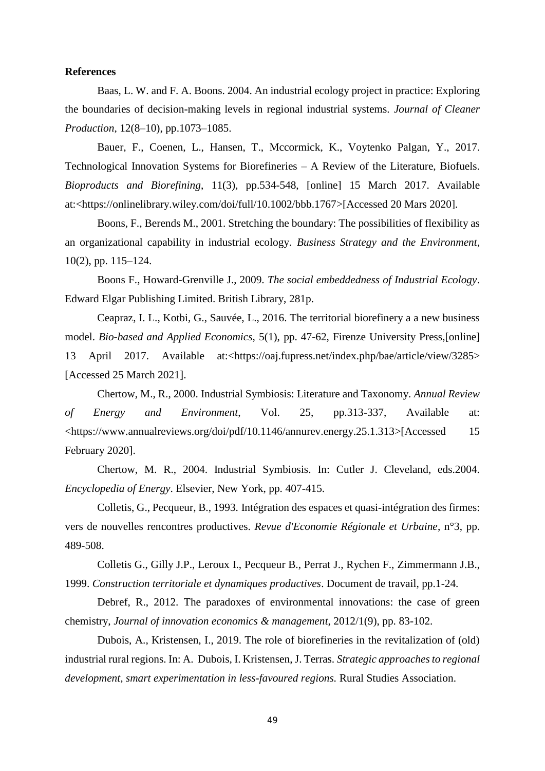**References**

Baas, L. W. and F. A. Boons. 2004. An industrial ecology project in practice: Exploring the boundaries of decision-making levels in regional industrial systems. *Journal of Cleaner Production*, 12(8–10), pp.1073–1085.

Bauer, F., Coenen, L., Hansen, T., Mccormick, K., Voytenko Palgan, Y., 2017. Technological Innovation Systems for Biorefineries – A Review of the Literature, Biofuels. *Bioproducts and Biorefining*, 11(3), pp.534-548, [online] 15 March 2017. Available at:<https://onlinelibrary.wiley.com/doi/full/10.1002/bbb.1767>[Accessed 20 Mars 2020].

Boons, F., Berends M., 2001. Stretching the boundary: The possibilities of flexibility as an organizational capability in industrial ecology. *Business Strategy and the Environment*, 10(2), pp. 115–124.

Boons F., Howard-Grenville J., 2009. *The social embeddedness of Industrial Ecology*. Edward Elgar Publishing Limited. British Library, 281p.

Ceapraz, I. L., Kotbi, G., Sauvée, L., 2016. The territorial biorefinery a a new business model. *Bio-based and Applied Economics,* 5(1), pp. 47-62, Firenze University Press,[online] 13 April 2017. Available at:<https://oaj.fupress.net/index.php/bae/article/view/3285> [Accessed 25 March 2021].

Chertow, M., R., 2000. Industrial Symbiosis: Literature and Taxonomy. *Annual Review of Energy and Environment*, Vol. 25, pp.313-337, Available at: <https://www.annualreviews.org/doi/pdf/10.1146/annurev.energy.25.1.313>[Accessed 15 February 2020].

Chertow, M. R., 2004. Industrial Symbiosis. In: Cutler J. Cleveland, eds.2004. *Encyclopedia of Energy*. Elsevier, New York, pp. 407-415.

Colletis, G., Pecqueur, B., 1993. Intégration des espaces et quasi-intégration des firmes: vers de nouvelles rencontres productives. *Revue d'Economie Régionale et Urbaine*, n°3, pp. 489-508.

Colletis G., Gilly J.P., Leroux I., Pecqueur B., Perrat J., Rychen F., Zimmermann J.B., 1999. *Construction territoriale et dynamiques productives*. Document de travail, pp.1-24.

Debref, R., 2012. The paradoxes of environmental innovations: the case of green chemistry, *Journal of innovation economics & management*, 2012/1(9), pp. 83-102.

Dubois, A., Kristensen, I., 2019. The role of biorefineries in the revitalization of (old) industrial rural regions. In: A. Dubois, I. Kristensen, J. Terras. *Strategic approaches to regional development, smart experimentation in less-favoured regions.* Rural Studies Association.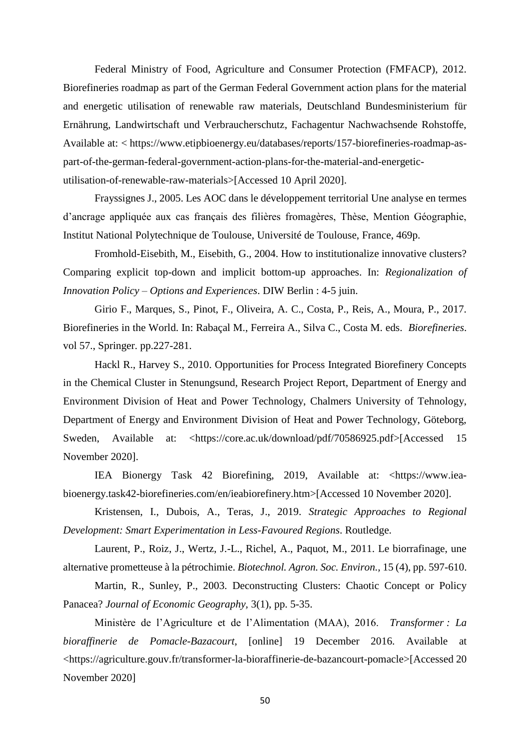Federal Ministry of Food, Agriculture and Consumer Protection (FMFACP), 2012. Biorefineries roadmap as part of the German Federal Government action plans for the material and energetic utilisation of renewable raw materials, Deutschland Bundesministerium für Ernährung, Landwirtschaft und Verbraucherschutz, Fachagentur Nachwachsende Rohstoffe, Available at: < https://www.etipbioenergy.eu/databases/reports/157-biorefineries-roadmap-as-part-of-the-german-federal-government-action-plans-for-the-material-and-energetic-utilisation-of-renewable-raw-materials>[Accessed 10 April 2020].

Frayssignes J., 2005. Les AOC dans le développement territorial Une analyse en termes d'ancrage appliquée aux cas français des filières fromagères, Thèse, Mention Géographie, Institut National Polytechnique de Toulouse, Université de Toulouse, France, 469p.

Fromhold-Eisebith, M., Eisebith, G., 2004. How to institutionalize innovative clusters? Comparing explicit top-down and implicit bottom-up approaches. In: *Regionalization of Innovation Policy – Options and Experiences*. DIW Berlin : 4-5 juin.

Girio F., Marques, S., Pinot, F., Oliveira, A. C., Costa, P., Reis, A., Moura, P., 2017. Biorefineries in the World. In: Rabaçal M., Ferreira A., Silva C., Costa M. eds. *Biorefineries*. vol 57., Springer. pp.227-281.

Hackl R., Harvey S., 2010. Opportunities for Process Integrated Biorefinery Concepts in the Chemical Cluster in Stenungsund, Research Project Report, Department of Energy and Environment Division of Heat and Power Technology, Chalmers University of Tehnology, Department of Energy and Environment Division of Heat and Power Technology, Göteborg, Sweden, Available at: <https://core.ac.uk/download/pdf/70586925.pdf>[Accessed 15 November 2020].

IEA Bionergy Task 42 Biorefining, 2019, Available at: <https://www.iea-bioenergy.task42-biorefineries.com/en/ieabiorefinery.htm>[Accessed 10 November 2020].

Kristensen, I., Dubois, A., Teras, J., 2019. *Strategic Approaches to Regional Development: Smart Experimentation in Less-Favoured Regions*. Routledge.

Laurent, P., Roiz, J., Wertz, J.-L., Richel, A., Paquot, M., 2011. Le biorrafinage, une alternative prometteuse à la pétrochimie. *Biotechnol. Agron. Soc. Environ.*, 15 (4), pp. 597-610.

Martin, R., Sunley, P., 2003. Deconstructing Clusters: Chaotic Concept or Policy Panacea? *Journal of Economic Geography*, 3(1), pp. 5-35.

Ministère de l'Agriculture et de l'Alimentation (MAA), 2016. *Transformer : La bioraffinerie de Pomacle-Bazacourt*, [online] 19 December 2016. Available at <https://agriculture.gouv.fr/transformer-la-bioraffinerie-de-bazancourt-pomacle>[Accessed 20 November 2020]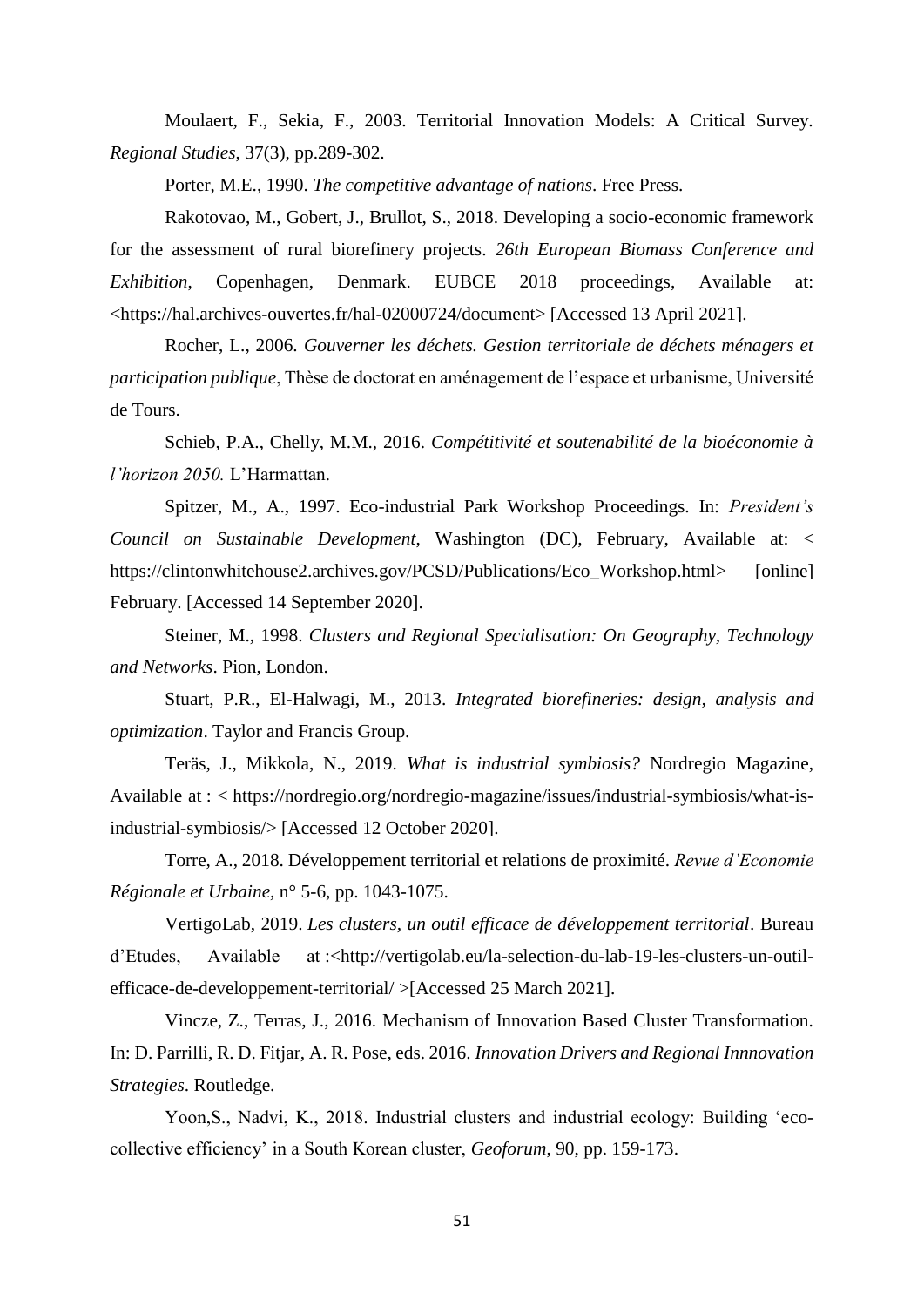Moulaert, F., Sekia, F., 2003. Territorial Innovation Models: A Critical Survey. *Regional Studies*, 37(3), pp.289-302.

Porter, M.E., 1990. *The competitive advantage of nations*. Free Press.

Rakotovao, M., Gobert, J., Brullot, S., 2018. Developing a socio-economic framework for the assessment of rural biorefinery projects. *26th European Biomass Conference and Exhibition*, Copenhagen, Denmark. EUBCE 2018 proceedings, Available at: <https://hal.archives-ouvertes.fr/hal-02000724/document> [Accessed 13 April 2021].

Rocher, L., 2006. *Gouverner les déchets. Gestion territoriale de déchets ménagers et participation publique*, Thèse de doctorat en aménagement de l'espace et urbanisme, Université de Tours.

Schieb, P.A., Chelly, M.M., 2016. *Compétitivité et soutenabilité de la bioéconomie à l'horizon 2050.* L'Harmattan.

Spitzer, M., A., 1997. Eco-industrial Park Workshop Proceedings. In: *President's Council on Sustainable Development*, Washington (DC), February, Available at: < https://clintonwhitehouse2.archives.gov/PCSD/Publications/Eco_Workshop.html> [online] February. [Accessed 14 September 2020].

Steiner, M., 1998. *Clusters and Regional Specialisation: On Geography, Technology and Networks*. Pion, London.

Stuart, P.R., El-Halwagi, M., 2013. *Integrated biorefineries: design, analysis and optimization*. Taylor and Francis Group.

Teräs, J., Mikkola, N., 2019. *What is industrial symbiosis?* Nordregio Magazine, Available at : < https://nordregio.org/nordregio-magazine/issues/industrial-symbiosis/what-is-industrial-symbiosis/> [Accessed 12 October 2020].

Torre, A., 2018. Développement territorial et relations de proximité. *Revue d'Economie Régionale et Urbaine*, n° 5-6, pp. 1043-1075.

VertigoLab, 2019. *Les clusters, un outil efficace de développement territorial*. Bureau d'Etudes, Available at :<http://vertigolab.eu/la-selection-du-lab-19-les-clusters-un-outil-efficace-de-developpement-territorial/ >[Accessed 25 March 2021].

Vincze, Z., Terras, J., 2016. Mechanism of Innovation Based Cluster Transformation. In: D. Parrilli, R. D. Fitjar, A. R. Pose, eds. 2016. *Innovation Drivers and Regional Innnovation Strategies*. Routledge.

Yoon,S., Nadvi, K., 2018. Industrial clusters and industrial ecology: Building 'eco-collective efficiency' in a South Korean cluster, *Geoforum*, 90, pp. 159-173.